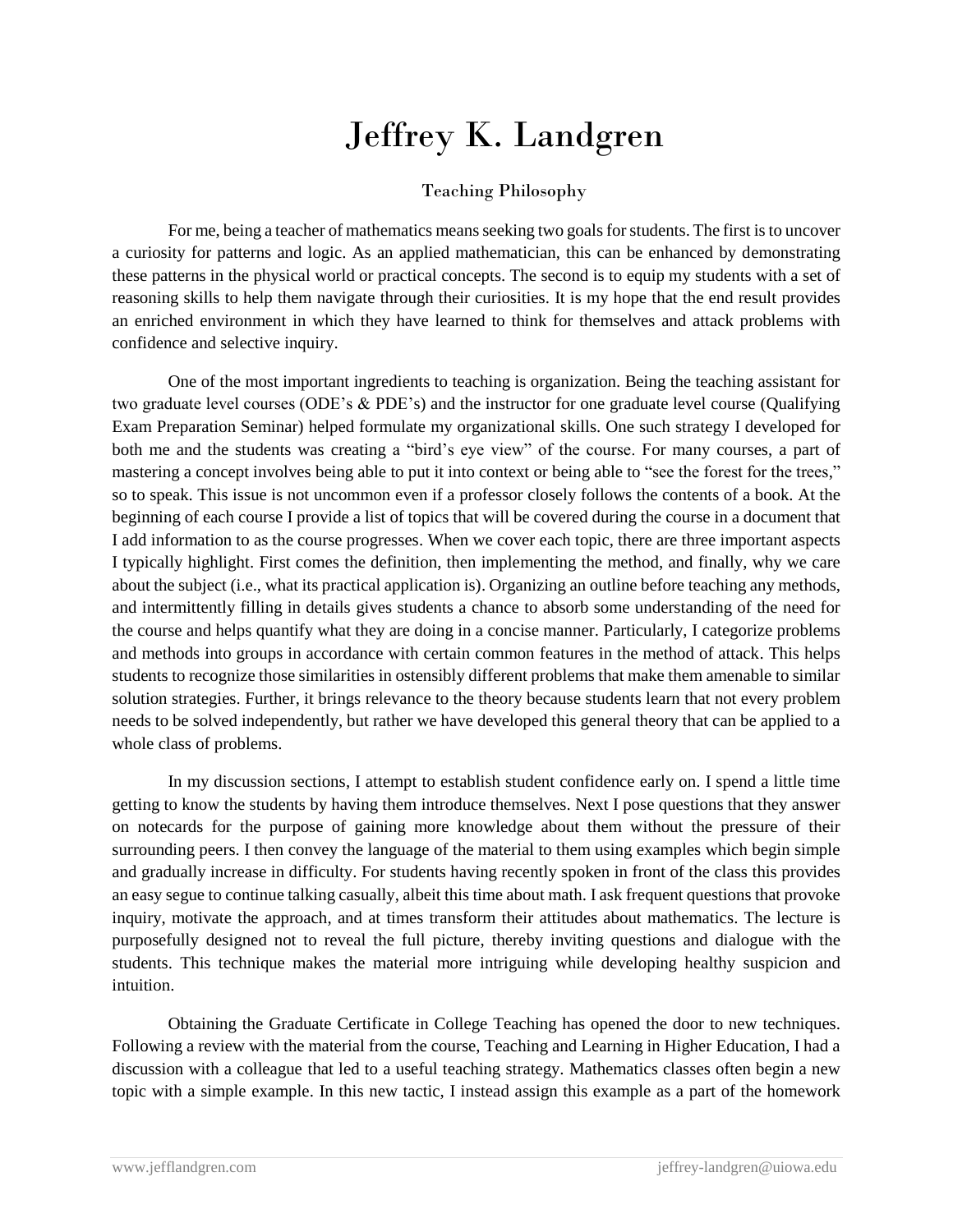# Jeffrey K. Landgren

## Teaching Philosophy

For me, being a teacher of mathematics means seeking two goals for students. The first is to uncover a curiosity for patterns and logic. As an applied mathematician, this can be enhanced by demonstrating these patterns in the physical world or practical concepts. The second is to equip my students with a set of reasoning skills to help them navigate through their curiosities. It is my hope that the end result provides an enriched environment in which they have learned to think for themselves and attack problems with confidence and selective inquiry.

One of the most important ingredients to teaching is organization. Being the teaching assistant for two graduate level courses (ODE's & PDE's) and the instructor for one graduate level course (Qualifying Exam Preparation Seminar) helped formulate my organizational skills. One such strategy I developed for both me and the students was creating a "bird's eye view" of the course. For many courses, a part of mastering a concept involves being able to put it into context or being able to "see the forest for the trees," so to speak. This issue is not uncommon even if a professor closely follows the contents of a book. At the beginning of each course I provide a list of topics that will be covered during the course in a document that I add information to as the course progresses. When we cover each topic, there are three important aspects I typically highlight. First comes the definition, then implementing the method, and finally, why we care about the subject (i.e., what its practical application is). Organizing an outline before teaching any methods, and intermittently filling in details gives students a chance to absorb some understanding of the need for the course and helps quantify what they are doing in a concise manner. Particularly, I categorize problems and methods into groups in accordance with certain common features in the method of attack. This helps students to recognize those similarities in ostensibly different problems that make them amenable to similar solution strategies. Further, it brings relevance to the theory because students learn that not every problem needs to be solved independently, but rather we have developed this general theory that can be applied to a whole class of problems.

In my discussion sections, I attempt to establish student confidence early on. I spend a little time getting to know the students by having them introduce themselves. Next I pose questions that they answer on notecards for the purpose of gaining more knowledge about them without the pressure of their surrounding peers. I then convey the language of the material to them using examples which begin simple and gradually increase in difficulty. For students having recently spoken in front of the class this provides an easy segue to continue talking casually, albeit this time about math. I ask frequent questions that provoke inquiry, motivate the approach, and at times transform their attitudes about mathematics. The lecture is purposefully designed not to reveal the full picture, thereby inviting questions and dialogue with the students. This technique makes the material more intriguing while developing healthy suspicion and intuition.

Obtaining the Graduate Certificate in College Teaching has opened the door to new techniques. Following a review with the material from the course, Teaching and Learning in Higher Education, I had a discussion with a colleague that led to a useful teaching strategy. Mathematics classes often begin a new topic with a simple example. In this new tactic, I instead assign this example as a part of the homework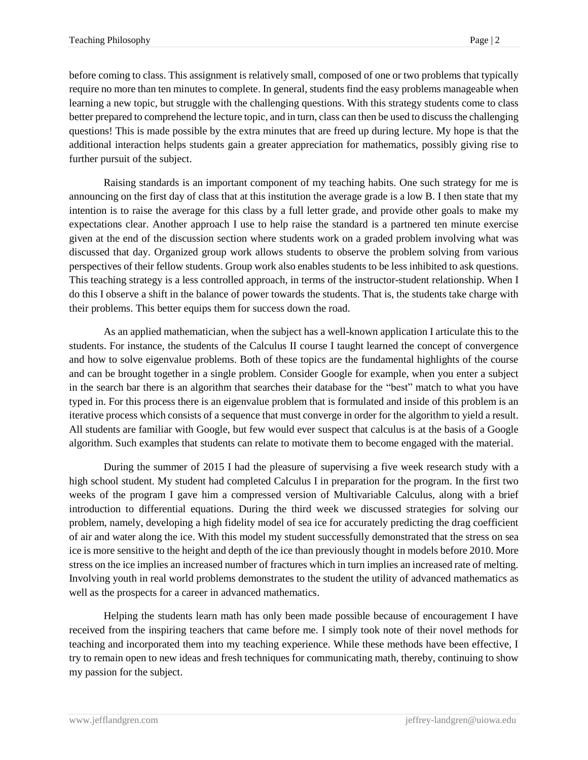before coming to class. This assignment is relatively small, composed of one or two problems that typically require no more than ten minutes to complete. In general, students find the easy problems manageable when learning a new topic, but struggle with the challenging questions. With this strategy students come to class better prepared to comprehend the lecture topic, and in turn, class can then be used to discuss the challenging questions! This is made possible by the extra minutes that are freed up during lecture. My hope is that the additional interaction helps students gain a greater appreciation for mathematics, possibly giving rise to further pursuit of the subject.

Raising standards is an important component of my teaching habits. One such strategy for me is announcing on the first day of class that at this institution the average grade is a low B. I then state that my intention is to raise the average for this class by a full letter grade, and provide other goals to make my expectations clear. Another approach I use to help raise the standard is a partnered ten minute exercise given at the end of the discussion section where students work on a graded problem involving what was discussed that day. Organized group work allows students to observe the problem solving from various perspectives of their fellow students. Group work also enables students to be less inhibited to ask questions. This teaching strategy is a less controlled approach, in terms of the instructor-student relationship. When I do this I observe a shift in the balance of power towards the students. That is, the students take charge with their problems. This better equips them for success down the road.

As an applied mathematician, when the subject has a well-known application I articulate this to the students. For instance, the students of the Calculus II course I taught learned the concept of convergence and how to solve eigenvalue problems. Both of these topics are the fundamental highlights of the course and can be brought together in a single problem. Consider Google for example, when you enter a subject in the search bar there is an algorithm that searches their database for the "best" match to what you have typed in. For this process there is an eigenvalue problem that is formulated and inside of this problem is an iterative process which consists of a sequence that must converge in order for the algorithm to yield a result. All students are familiar with Google, but few would ever suspect that calculus is at the basis of a Google algorithm. Such examples that students can relate to motivate them to become engaged with the material.

During the summer of 2015 I had the pleasure of supervising a five week research study with a high school student. My student had completed Calculus I in preparation for the program. In the first two weeks of the program I gave him a compressed version of Multivariable Calculus, along with a brief introduction to differential equations. During the third week we discussed strategies for solving our problem, namely, developing a high fidelity model of sea ice for accurately predicting the drag coefficient of air and water along the ice. With this model my student successfully demonstrated that the stress on sea ice is more sensitive to the height and depth of the ice than previously thought in models before 2010. More stress on the ice implies an increased number of fractures which in turn implies an increased rate of melting. Involving youth in real world problems demonstrates to the student the utility of advanced mathematics as well as the prospects for a career in advanced mathematics.

Helping the students learn math has only been made possible because of encouragement I have received from the inspiring teachers that came before me. I simply took note of their novel methods for teaching and incorporated them into my teaching experience. While these methods have been effective, I try to remain open to new ideas and fresh techniques for communicating math, thereby, continuing to show my passion for the subject.